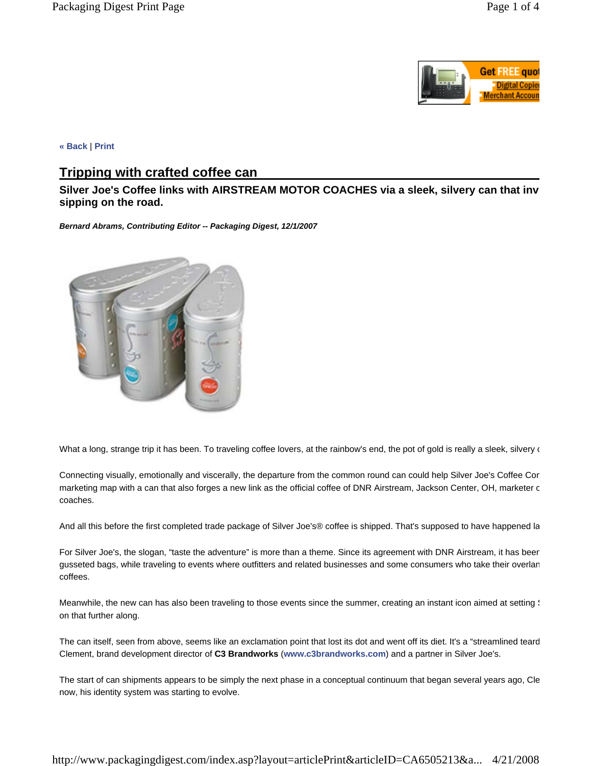« Back | Print

# Tripping with crafted coffee can

**Silver Joe's Coffee links with AIRSTREAM MOTOR COACHES via a sleek, silvery can that inv sipping on the road.**

***Bernard Abrams, Contributing Editor -- Packaging Digest, 12/1/2007***

What a long, strange trip it has been. To traveling coffee lovers, at the rainbow's end, the pot of gold is really a sleek, silvery c

Connecting visually, emotionally and viscerally, the departure from the common round can could help Silver Joe's Coffee Cor marketing map with a can that also forges a new link as the official coffee of DNR Airstream, Jackson Center, OH, marketer c coaches.

And all this before the first completed trade package of Silver Joe's® coffee is shipped. That's supposed to have happened la

For Silver Joe's, the slogan, "taste the adventure" is more than a theme. Since its agreement with DNR Airstream, it has beer gusseted bags, while traveling to events where outfitters and related businesses and some consumers who take their overlan coffees.

Meanwhile, the new can has also been traveling to those events since the summer, creating an instant icon aimed at setting S on that further along.

The can itself, seen from above, seems like an exclamation point that lost its dot and went off its diet. It's a "streamlined teard Clement, brand development director of **C3 Brandworks** (www.c3brandworks.com) and a partner in Silver Joe's.

The start of can shipments appears to be simply the next phase in a conceptual continuum that began several years ago, Cle now, his identity system was starting to evolve.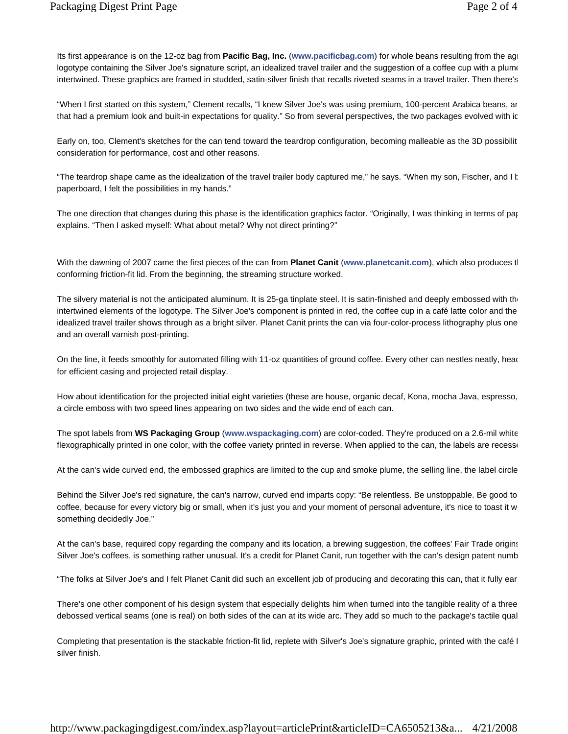Its first appearance is on the 12-oz bag from **Pacific Bag, Inc.** (**www.pacificbag.com**) for whole beans resulting from the agı logotype containing the Silver Joe's signature script, an idealized travel trailer and the suggestion of a coffee cup with a plume intertwined. These graphics are framed in studded, satin-silver finish that recalls riveted seams in a travel trailer. Then there's

"When I first started on this system," Clement recalls, "I knew Silver Joe's was using premium, 100-percent Arabica beans, ar that had a premium look and built-in expectations for quality." So from several perspectives, the two packages evolved with ic

Early on, too, Clement's sketches for the can tend toward the teardrop configuration, becoming malleable as the 3D possibilit consideration for performance, cost and other reasons.

"The teardrop shape came as the idealization of the travel trailer body captured me," he says. "When my son, Fischer, and I b paperboard, I felt the possibilities in my hands."

The one direction that changes during this phase is the identification graphics factor. "Originally, I was thinking in terms of pap explains. "Then I asked myself: What about metal? Why not direct printing?"

With the dawning of 2007 came the first pieces of the can from **Planet Canit** (**www.planetcanit.com**), which also produces tl conforming friction-fit lid. From the beginning, the streaming structure worked.

The silvery material is not the anticipated aluminum. It is 25-ga tinplate steel. It is satin-finished and deeply embossed with th intertwined elements of the logotype. The Silver Joe's component is printed in red, the coffee cup in a café latte color and the idealized travel trailer shows through as a bright silver. Planet Canit prints the can via four-color-process lithography plus one and an overall varnish post-printing.

On the line, it feeds smoothly for automated filling with 11-oz quantities of ground coffee. Every other can nestles neatly, head for efficient casing and projected retail display.

How about identification for the projected initial eight varieties (these are house, organic decaf, Kona, mocha Java, espresso, a circle emboss with two speed lines appearing on two sides and the wide end of each can.

The spot labels from **WS Packaging Group** (**www.wspackaging.com**) are color-coded. They're produced on a 2.6-mil white flexographically printed in one color, with the coffee variety printed in reverse. When applied to the can, the labels are recess

At the can's wide curved end, the embossed graphics are limited to the cup and smoke plume, the selling line, the label circle

Behind the Silver Joe's red signature, the can's narrow, curved end imparts copy: "Be relentless. Be unstoppable. Be good to coffee, because for every victory big or small, when it's just you and your moment of personal adventure, it's nice to toast it w something decidedly Joe."

At the can's base, required copy regarding the company and its location, a brewing suggestion, the coffees' Fair Trade origins Silver Joe's coffees, is something rather unusual. It's a credit for Planet Canit, run together with the can's design patent numb

"The folks at Silver Joe's and I felt Planet Canit did such an excellent job of producing and decorating this can, that it fully ear

There's one other component of his design system that especially delights him when turned into the tangible reality of a three debossed vertical seams (one is real) on both sides of the can at its wide arc. They add so much to the package's tactile qual

Completing that presentation is the stackable friction-fit lid, replete with Silver's Joe's signature graphic, printed with the café l silver finish.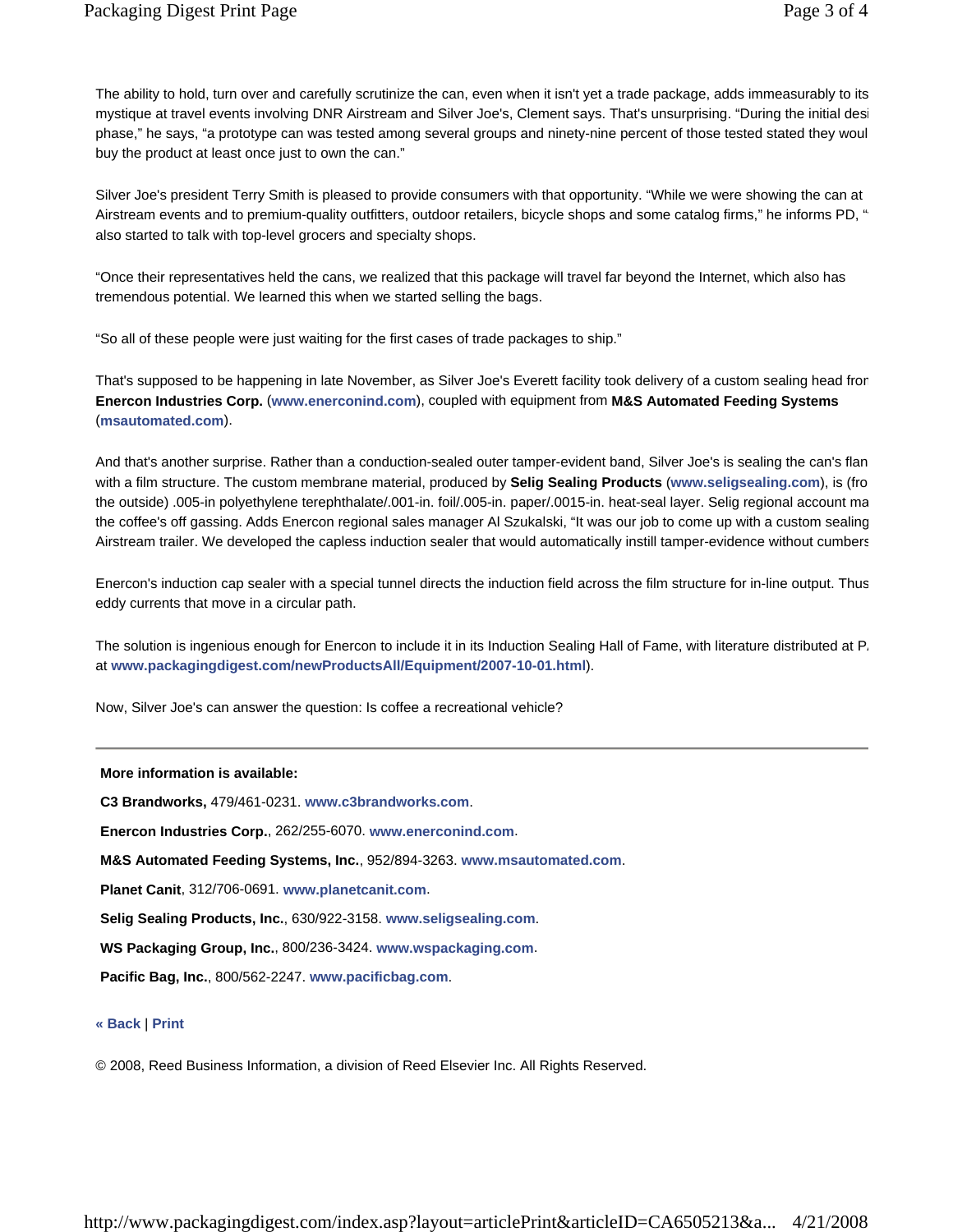The ability to hold, turn over and carefully scrutinize the can, even when it isn't yet a trade package, adds immeasurably to its mystique at travel events involving DNR Airstream and Silver Joe's, Clement says. That's unsurprising. "During the initial desi phase," he says, "a prototype can was tested among several groups and ninety-nine percent of those tested stated they woul buy the product at least once just to own the can."

Silver Joe's president Terry Smith is pleased to provide consumers with that opportunity. "While we were showing the can at Airstream events and to premium-quality outfitters, outdoor retailers, bicycle shops and some catalog firms," he informs PD, " also started to talk with top-level grocers and specialty shops.

"Once their representatives held the cans, we realized that this package will travel far beyond the Internet, which also has tremendous potential. We learned this when we started selling the bags.

"So all of these people were just waiting for the first cases of trade packages to ship."

That's supposed to be happening in late November, as Silver Joe's Everett facility took delivery of a custom sealing head fron **Enercon Industries Corp.** (**www.enerconind.com**), coupled with equipment from **M&S Automated Feeding Systems** (**msautomated.com**).

And that's another surprise. Rather than a conduction-sealed outer tamper-evident band, Silver Joe's is sealing the can's flan with a film structure. The custom membrane material, produced by **Selig Sealing Products** (**www.seligsealing.com**), is (fro the outside) .005-in polyethylene terephthalate/.001-in. foil/.005-in. paper/.0015-in. heat-seal layer. Selig regional account ma the coffee's off gassing. Adds Enercon regional sales manager Al Szukalski, "It was our job to come up with a custom sealing Airstream trailer. We developed the capless induction sealer that would automatically instill tamper-evidence without cumbers

Enercon's induction cap sealer with a special tunnel directs the induction field across the film structure for in-line output. Thus eddy currents that move in a circular path.

The solution is ingenious enough for Enercon to include it in its Induction Sealing Hall of Fame, with literature distributed at P. at **www.packagingdigest.com/newProductsAll/Equipment/2007-10-01.html**).

Now, Silver Joe's can answer the question: Is coffee a recreational vehicle?

---

**More information is available:**

**C3 Brandworks,** 479/461-0231. **www.c3brandworks.com**.

**Enercon Industries Corp.**, 262/255-6070. **www.enerconind.com**.

**M&S Automated Feeding Systems, Inc.**, 952/894-3263. **www.msautomated.com**.

**Planet Canit**, 312/706-0691. **www.planetcanit.com**.

**Selig Sealing Products, Inc.**, 630/922-3158. **www.seligsealing.com**.

**WS Packaging Group, Inc.**, 800/236-3424. **www.wspackaging.com**.

**Pacific Bag, Inc.**, 800/562-2247. **www.pacificbag.com**.

**« Back** | **Print**

© 2008, Reed Business Information, a division of Reed Elsevier Inc. All Rights Reserved.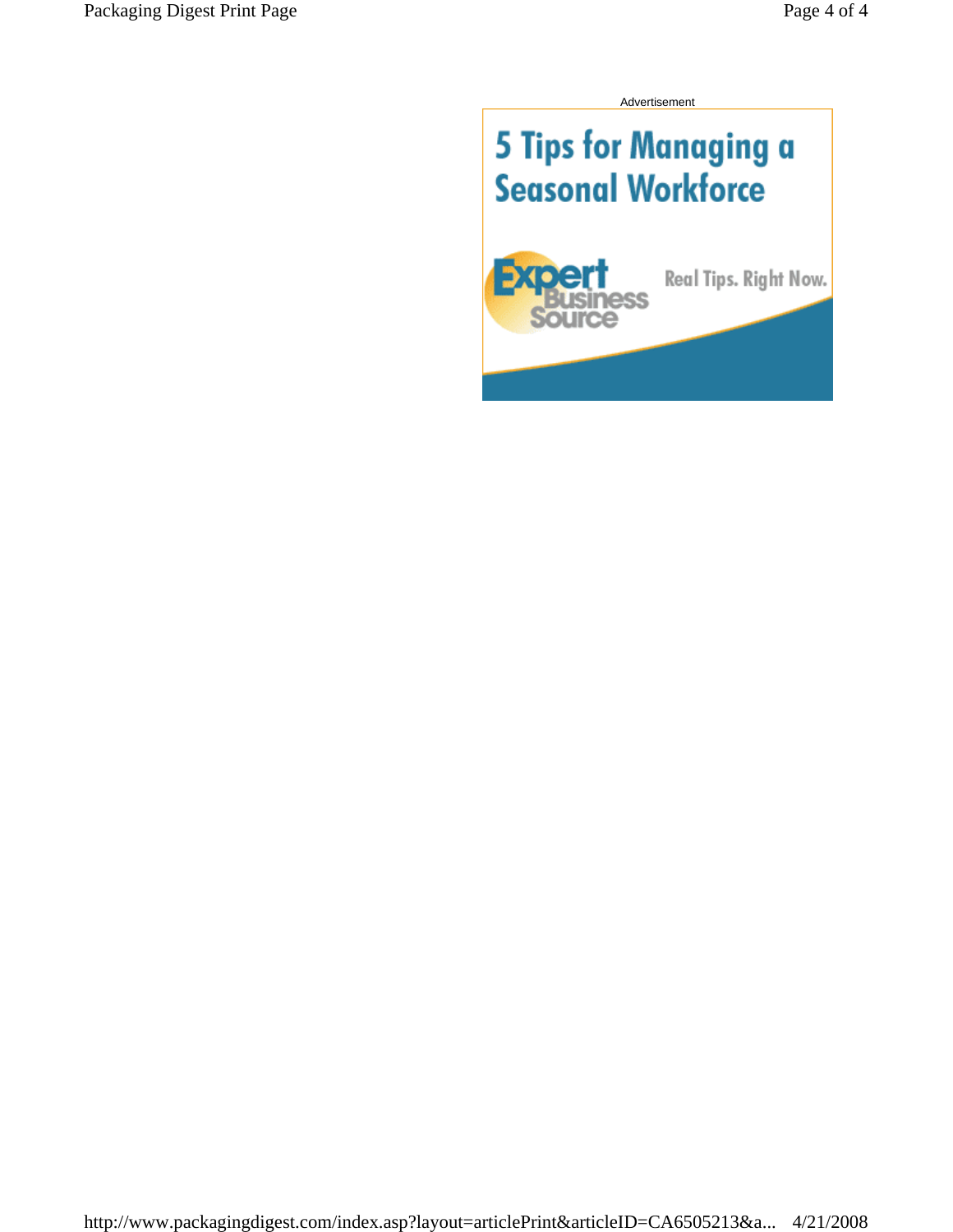Advertisement

5 Tips for Managing a Seasonal Workforce

Expert Business Source

Real Tips. Right Now.